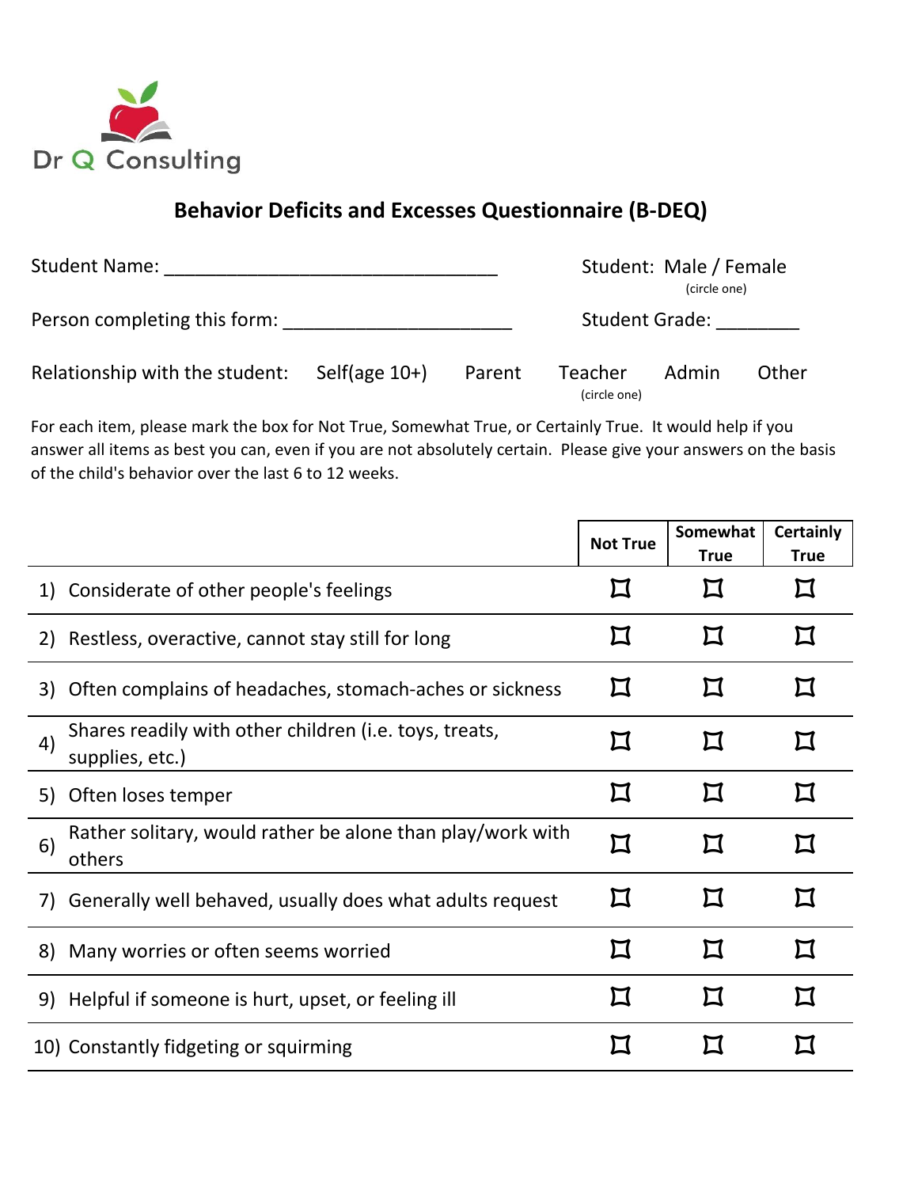Dr Q Consulting

# Behavior Deficits and Excesses Questionnaire (B-DEQ)

Student Name: ______________________________ Student: Male / Female (circle one)

Person completing this form: ______________________ Student Grade: ________

Relationship with the student: Self(age 10+) Parent Teacher Admin Other (circle one)

For each item, please mark the box for Not True, Somewhat True, or Certainly True. It would help if you answer all items as best you can, even if you are not absolutely certain. Please give your answers on the basis of the child's behavior over the last 6 to 12 weeks.

| | Not True | Somewhat True | Certainly True |
|---|---|---|---|
| 1) Considerate of other people's feelings | ☐ | ☐ | ☐ |
| 2) Restless, overactive, cannot stay still for long | ☐ | ☐ | ☐ |
| 3) Often complains of headaches, stomach-aches or sickness | ☐ | ☐ | ☐ |
| 4) Shares readily with other children (i.e. toys, treats, supplies, etc.) | ☐ | ☐ | ☐ |
| 5) Often loses temper | ☐ | ☐ | ☐ |
| 6) Rather solitary, would rather be alone than play/work with others | ☐ | ☐ | ☐ |
| 7) Generally well behaved, usually does what adults request | ☐ | ☐ | ☐ |
| 8) Many worries or often seems worried | ☐ | ☐ | ☐ |
| 9) Helpful if someone is hurt, upset, or feeling ill | ☐ | ☐ | ☐ |
| 10) Constantly fidgeting or squirming | ☐ | ☐ | ☐ |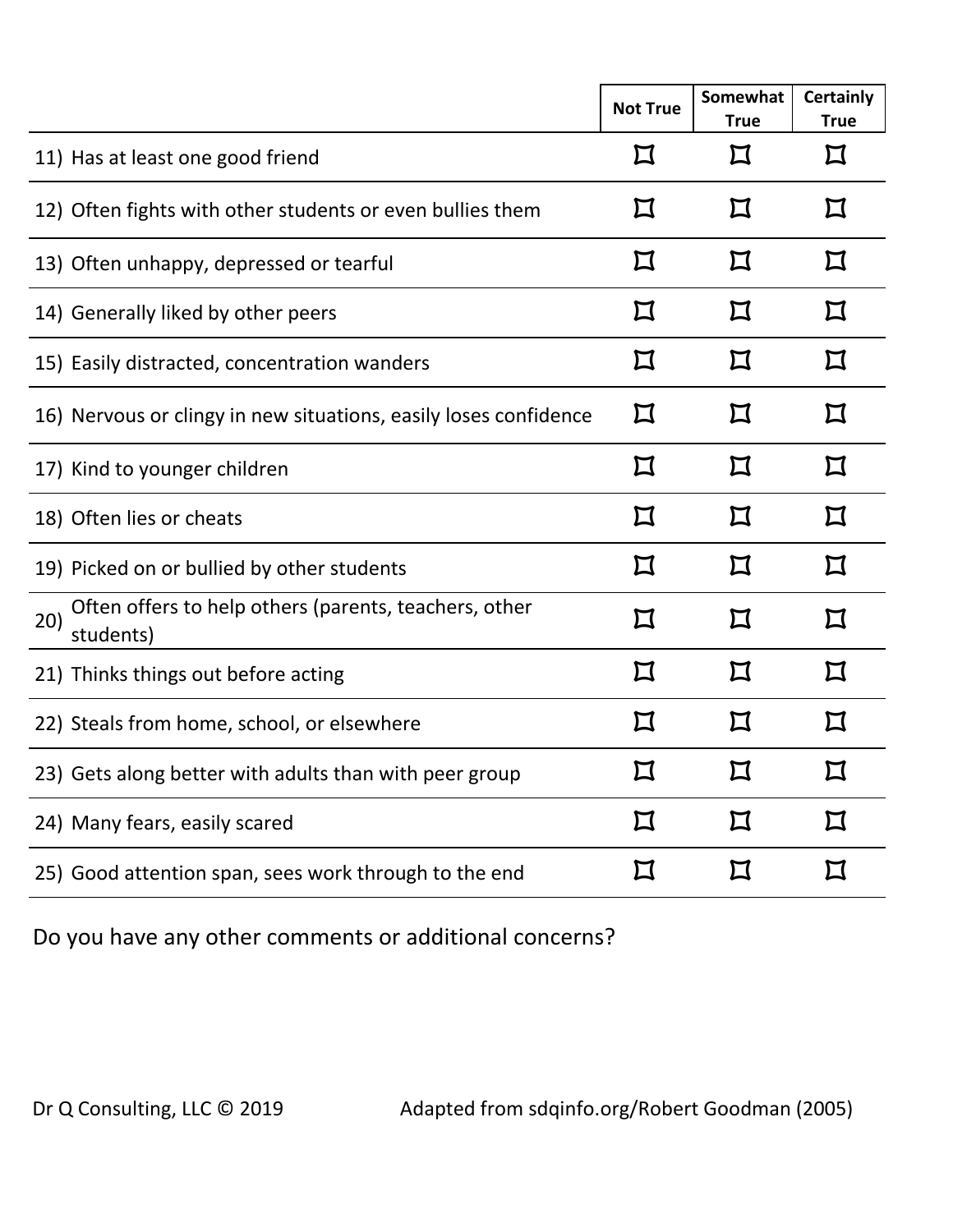| | Not True | Somewhat True | Certainly True |
|---|---|---|---|
| 11) Has at least one good friend | ☐ | ☐ | ☐ |
| 12) Often fights with other students or even bullies them | ☐ | ☐ | ☐ |
| 13) Often unhappy, depressed or tearful | ☐ | ☐ | ☐ |
| 14) Generally liked by other peers | ☐ | ☐ | ☐ |
| 15) Easily distracted, concentration wanders | ☐ | ☐ | ☐ |
| 16) Nervous or clingy in new situations, easily loses confidence | ☐ | ☐ | ☐ |
| 17) Kind to younger children | ☐ | ☐ | ☐ |
| 18) Often lies or cheats | ☐ | ☐ | ☐ |
| 19) Picked on or bullied by other students | ☐ | ☐ | ☐ |
| 20) Often offers to help others (parents, teachers, other students) | ☐ | ☐ | ☐ |
| 21) Thinks things out before acting | ☐ | ☐ | ☐ |
| 22) Steals from home, school, or elsewhere | ☐ | ☐ | ☐ |
| 23) Gets along better with adults than with peer group | ☐ | ☐ | ☐ |
| 24) Many fears, easily scared | ☐ | ☐ | ☐ |
| 25) Good attention span, sees work through to the end | ☐ | ☐ | ☐ |

Do you have any other comments or additional concerns?

Dr Q Consulting, LLC © 2019 Adapted from sdqinfo.org/Robert Goodman (2005)